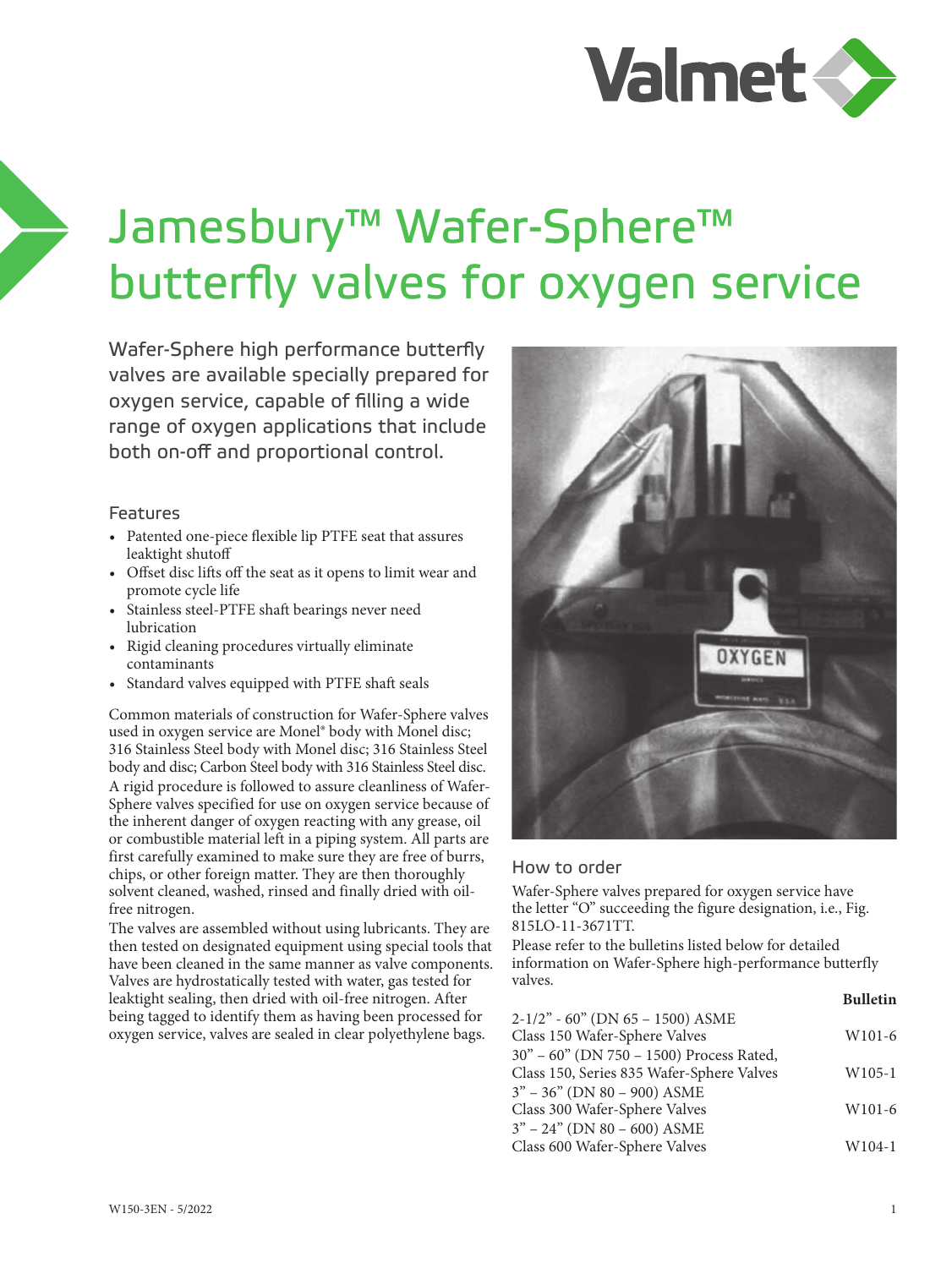# Jamesbury™ Wafer-Sphere™ butterfly valves for oxygen service

Wafer-Sphere high performance butterfly valves are available specially prepared for oxygen service, capable of filling a wide range of oxygen applications that include both on-off and proportional control.

## Features

- Patented one-piece flexible lip PTFE seat that assures leaktight shutoff
- Offset disc lifts off the seat as it opens to limit wear and promote cycle life
- Stainless steel-PTFE shaft bearings never need lubrication
- Rigid cleaning procedures virtually eliminate contaminants
- Standard valves equipped with PTFE shaft seals

Common materials of construction for Wafer-Sphere valves used in oxygen service are Monel® body with Monel disc; 316 Stainless Steel body with Monel disc; 316 Stainless Steel body and disc; Carbon Steel body with 316 Stainless Steel disc.

A rigid procedure is followed to assure cleanliness of Wafer-Sphere valves specified for use on oxygen service because of the inherent danger of oxygen reacting with any grease, oil or combustible material left in a piping system. All parts are first carefully examined to make sure they are free of burrs, chips, or other foreign matter. They are then thoroughly solvent cleaned, washed, rinsed and finally dried with oil-free nitrogen.

The valves are assembled without using lubricants. They are then tested on designated equipment using special tools that have been cleaned in the same manner as valve components. Valves are hydrostatically tested with water, gas tested for leaktight sealing, then dried with oil-free nitrogen. After being tagged to identify them as having been processed for oxygen service, valves are sealed in clear polyethylene bags.

## How to order

Wafer-Sphere valves prepared for oxygen service have the letter "O" succeeding the figure designation, i.e., Fig. 815LO-11-3671TT.

Please refer to the bulletins listed below for detailed information on Wafer-Sphere high-performance butterfly valves.

| | **Bulletin** |
|---|---|
| 2-1/2" - 60" (DN 65 – 1500) ASME Class 150 Wafer-Sphere Valves | W101-6 |
| 30" – 60" (DN 750 – 1500) Process Rated, Class 150, Series 835 Wafer-Sphere Valves | W105-1 |
| 3" – 36" (DN 80 – 900) ASME Class 300 Wafer-Sphere Valves | W101-6 |
| 3" – 24" (DN 80 – 600) ASME Class 600 Wafer-Sphere Valves | W104-1 |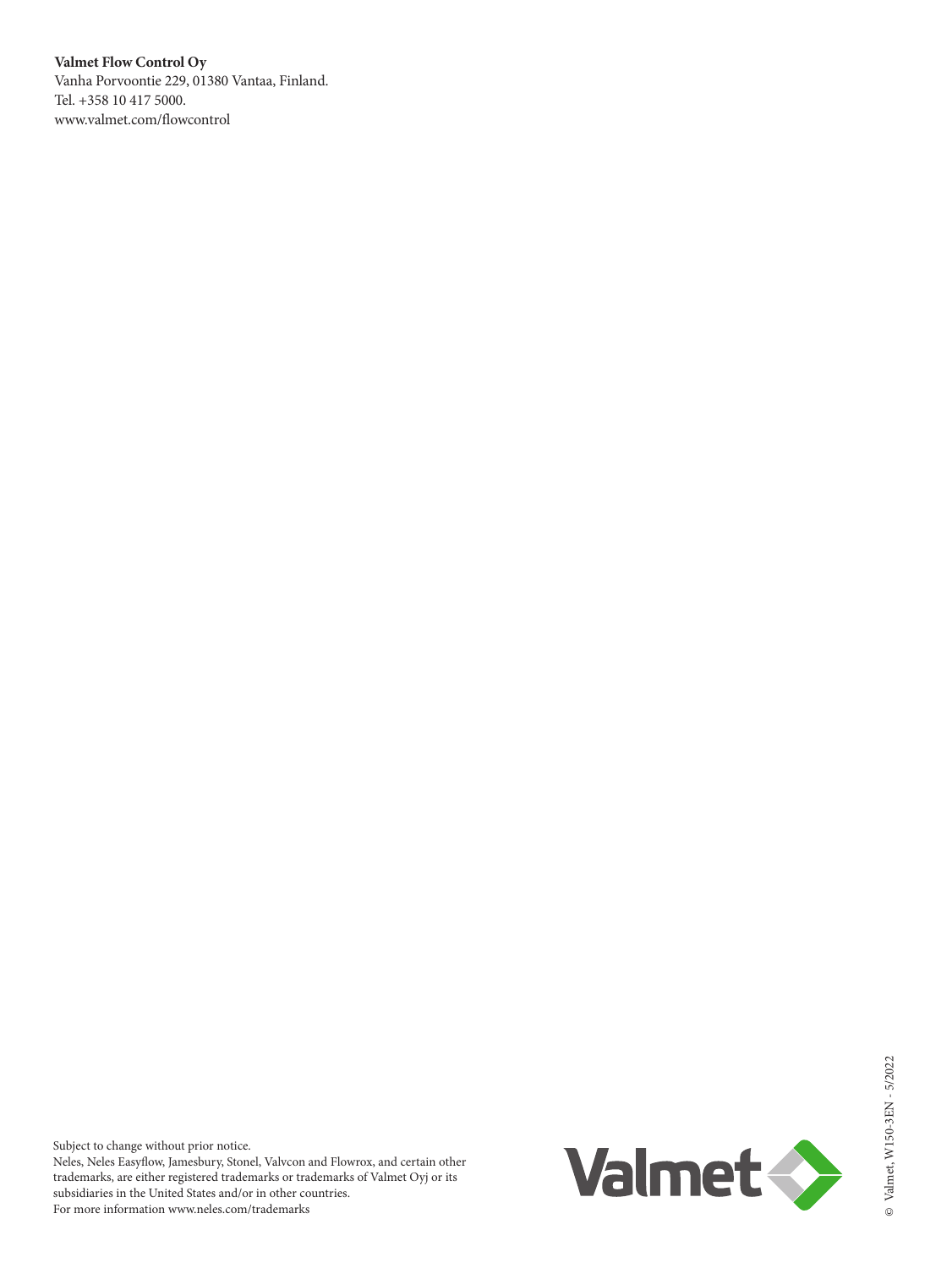**Valmet Flow Control Oy**
Vanha Porvoontie 229, 01380 Vantaa, Finland.
Tel. +358 10 417 5000.
www.valmet.com/flowcontrol

Subject to change without prior notice.
Neles, Neles Easyflow, Jamesbury, Stonel, Valvcon and Flowrox, and certain other trademarks, are either registered trademarks or trademarks of Valmet Oyj or its subsidiaries in the United States and/or in other countries.
For more information www.neles.com/trademarks

© Valmet, W150-3EN - 5/2022